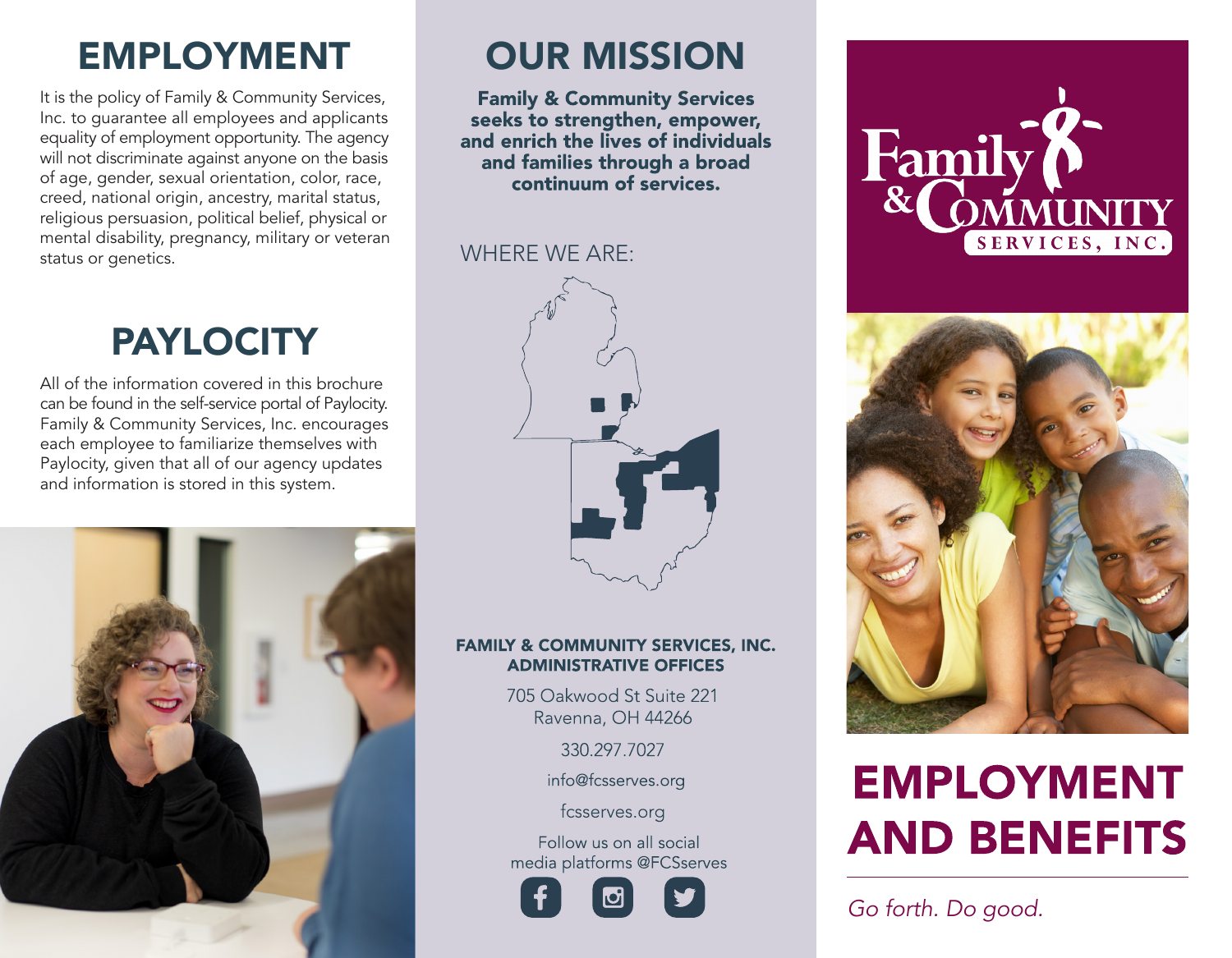# EMPLOYMENT

It is the policy of Family & Community Services, Inc. to guarantee all employees and applicants equality of employment opportunity. The agency will not discriminate against anyone on the basis of age, gender, sexual orientation, color, race, creed, national origin, ancestry, marital status, religious persuasion, political belief, physical or mental disability, pregnancy, military or veteran status or genetics.

# PAYLOCITY

All of the information covered in this brochure can be found in the self-service portal of Paylocity. Family & Community Services, Inc. encourages each employee to familiarize themselves with Paylocity, given that all of our agency updates and information is stored in this system.

# OUR MISSION

**Family & Community Services seeks to strengthen, empower, and enrich the lives of individuals and families through a broad continuum of services.**

WHERE WE ARE:

**FAMILY & COMMUNITY SERVICES, INC. ADMINISTRATIVE OFFICES**

705 Oakwood St Suite 221
Ravenna, OH 44266

330.297.7027

info@fcsserves.org

fcsserves.org

Follow us on all social media platforms @FCSserves

Family & Community Services, Inc.

# EMPLOYMENT AND BENEFITS

*Go forth. Do good.*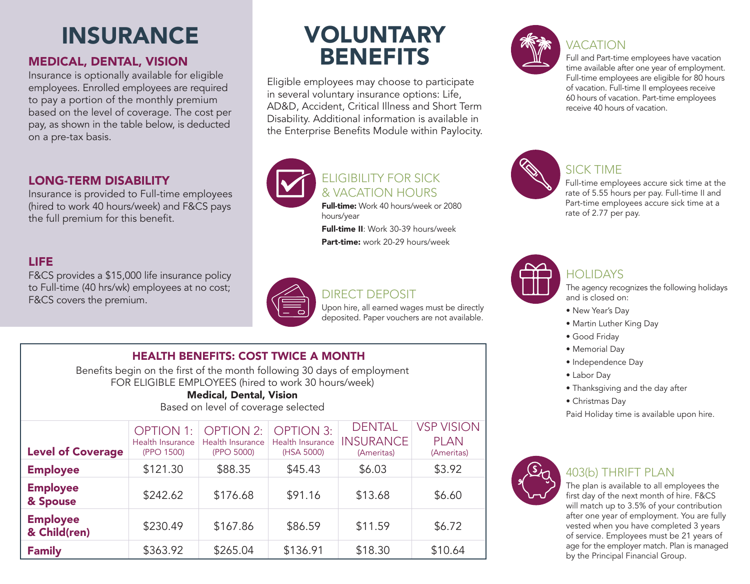# INSURANCE

## MEDICAL, DENTAL, VISION

Insurance is optionally available for eligible employees. Enrolled employees are required to pay a portion of the monthly premium based on the level of coverage. The cost per pay, as shown in the table below, is deducted on a pre-tax basis.

## LONG-TERM DISABILITY

Insurance is provided to Full-time employees (hired to work 40 hours/week) and F&CS pays the full premium for this benefit.

## LIFE

F&CS provides a $15,000 life insurance policy to Full-time (40 hrs/wk) employees at no cost; F&CS covers the premium.

# VOLUNTARY BENEFITS

Eligible employees may choose to participate in several voluntary insurance options: Life, AD&D, Accident, Critical Illness and Short Term Disability. Additional information is available in the Enterprise Benefits Module within Paylocity.

## ELIGIBILITY FOR SICK & VACATION HOURS

**Full-time:** Work 40 hours/week or 2080 hours/year

**Full-time II**: Work 30-39 hours/week

**Part-time:** work 20-29 hours/week

## DIRECT DEPOSIT

Upon hire, all earned wages must be directly deposited. Paper vouchers are not available.

## HEALTH BENEFITS: COST TWICE A MONTH

Benefits begin on the first of the month following 30 days of employment FOR ELIGIBLE EMPLOYEES (hired to work 30 hours/week)

**Medical, Dental, Vision**

Based on level of coverage selected

| Level of Coverage | OPTION 1: Health Insurance (PPO 1500) | OPTION 2: Health Insurance (PPO 5000) | OPTION 3: Health Insurance (HSA 5000) | DENTAL INSURANCE (Ameritas) | VSP VISION PLAN (Ameritas) |
|---|---|---|---|---|---|
| **Employee** | $121.30 | $88.35 | $45.43 | $6.03 | $3.92 |
| **Employee & Spouse** | $242.62 | $176.68 | $91.16 | $13.68 | $6.60 |
| **Employee & Child(ren)** | $230.49 | $167.86 | $86.59 | $11.59 | $6.72 |
| **Family** | $363.92 | $265.04 | $136.91 | $18.30 | $10.64 |

## VACATION

Full and Part-time employees have vacation time available after one year of employment. Full-time employees are eligible for 80 hours of vacation. Full-time II employees receive 60 hours of vacation. Part-time employees receive 40 hours of vacation.

## SICK TIME

Full-time employees accure sick time at the rate of 5.55 hours per pay. Full-time II and Part-time employees accure sick time at a rate of 2.77 per pay.

## HOLIDAYS

The agency recognizes the following holidays and is closed on:

- New Year's Day
- Martin Luther King Day
- Good Friday
- Memorial Day
- Independence Day
- Labor Day
- Thanksgiving and the day after
- Christmas Day

Paid Holiday time is available upon hire.

## 403(b) THRIFT PLAN

The plan is available to all employees the first day of the next month of hire. F&CS will match up to 3.5% of your contribution after one year of employment. You are fully vested when you have completed 3 years of service. Employees must be 21 years of age for the employer match. Plan is managed by the Principal Financial Group.